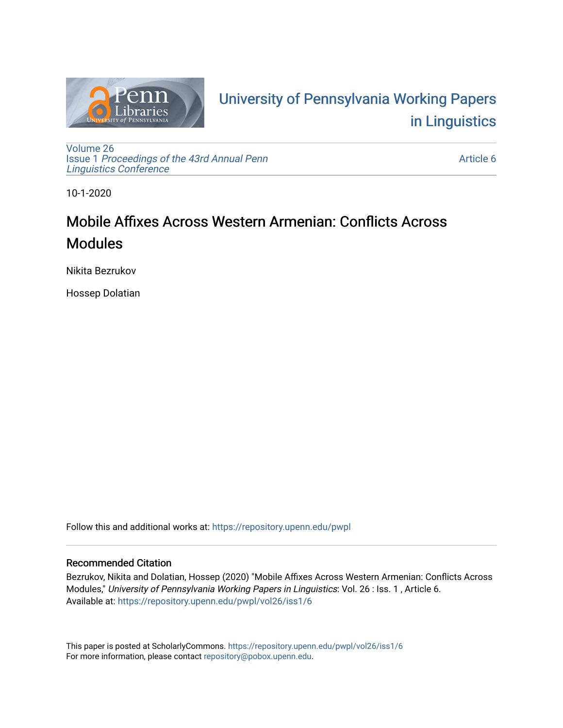University of Pennsylvania Working Papers in Linguistics

Volume 26
Issue 1 *Proceedings of the 43rd Annual Penn Linguistics Conference*

Article 6

10-1-2020

# Mobile Affixes Across Western Armenian: Conflicts Across Modules

Nikita Bezrukov

Hossep Dolatian

Follow this and additional works at: https://repository.upenn.edu/pwpl

## Recommended Citation

Bezrukov, Nikita and Dolatian, Hossep (2020) "Mobile Affixes Across Western Armenian: Conflicts Across Modules," *University of Pennsylvania Working Papers in Linguistics*: Vol. 26 : Iss. 1 , Article 6.
Available at: https://repository.upenn.edu/pwpl/vol26/iss1/6

This paper is posted at ScholarlyCommons. https://repository.upenn.edu/pwpl/vol26/iss1/6
For more information, please contact repository@pobox.upenn.edu.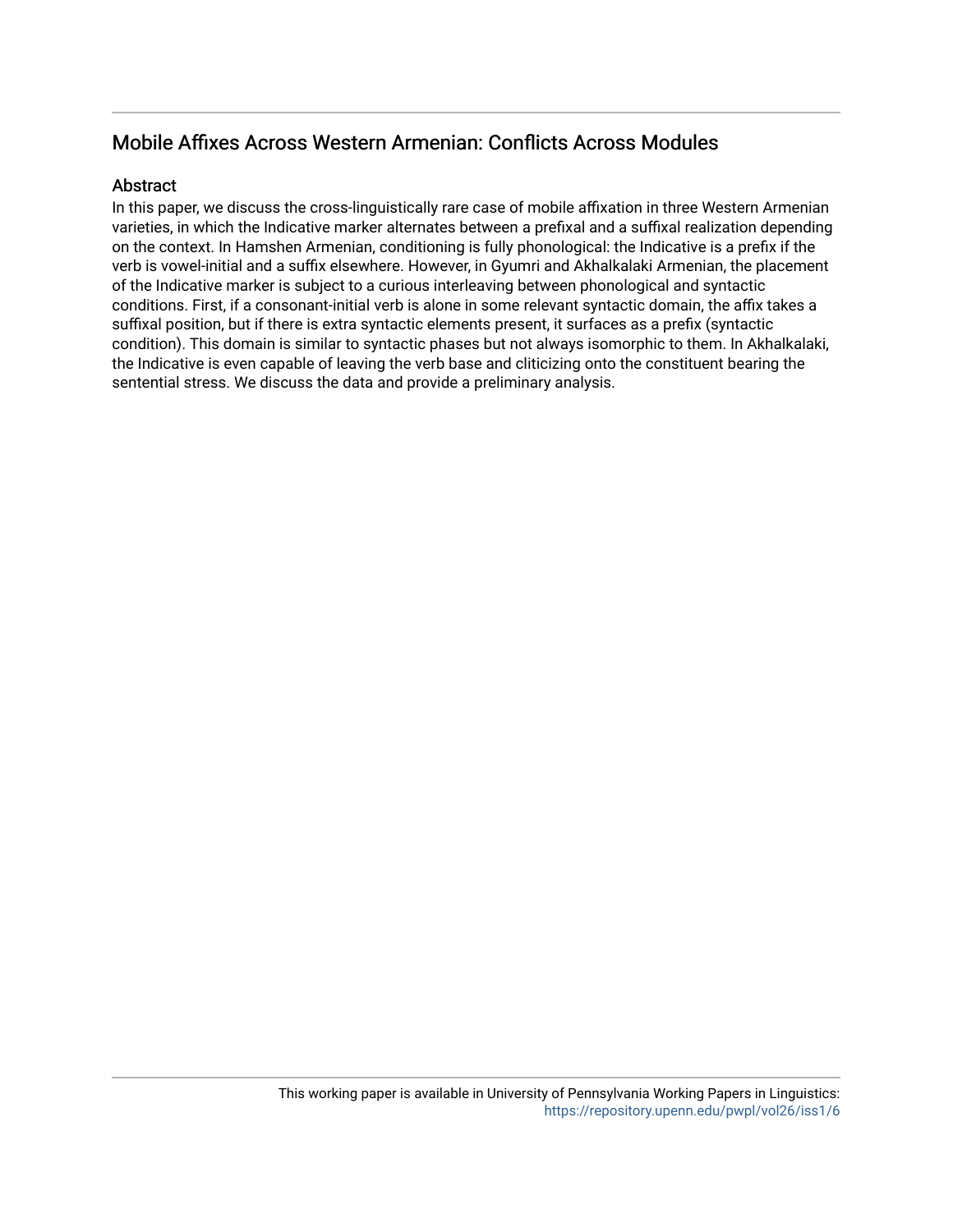## Mobile Affixes Across Western Armenian: Conflicts Across Modules

### Abstract

In this paper, we discuss the cross-linguistically rare case of mobile affixation in three Western Armenian varieties, in which the Indicative marker alternates between a prefixal and a suffixal realization depending on the context. In Hamshen Armenian, conditioning is fully phonological: the Indicative is a prefix if the verb is vowel-initial and a suffix elsewhere. However, in Gyumri and Akhalkalaki Armenian, the placement of the Indicative marker is subject to a curious interleaving between phonological and syntactic conditions. First, if a consonant-initial verb is alone in some relevant syntactic domain, the affix takes a suffixal position, but if there is extra syntactic elements present, it surfaces as a prefix (syntactic condition). This domain is similar to syntactic phases but not always isomorphic to them. In Akhalkalaki, the Indicative is even capable of leaving the verb base and cliticizing onto the constituent bearing the sentential stress. We discuss the data and provide a preliminary analysis.

This working paper is available in University of Pennsylvania Working Papers in Linguistics: https://repository.upenn.edu/pwpl/vol26/iss1/6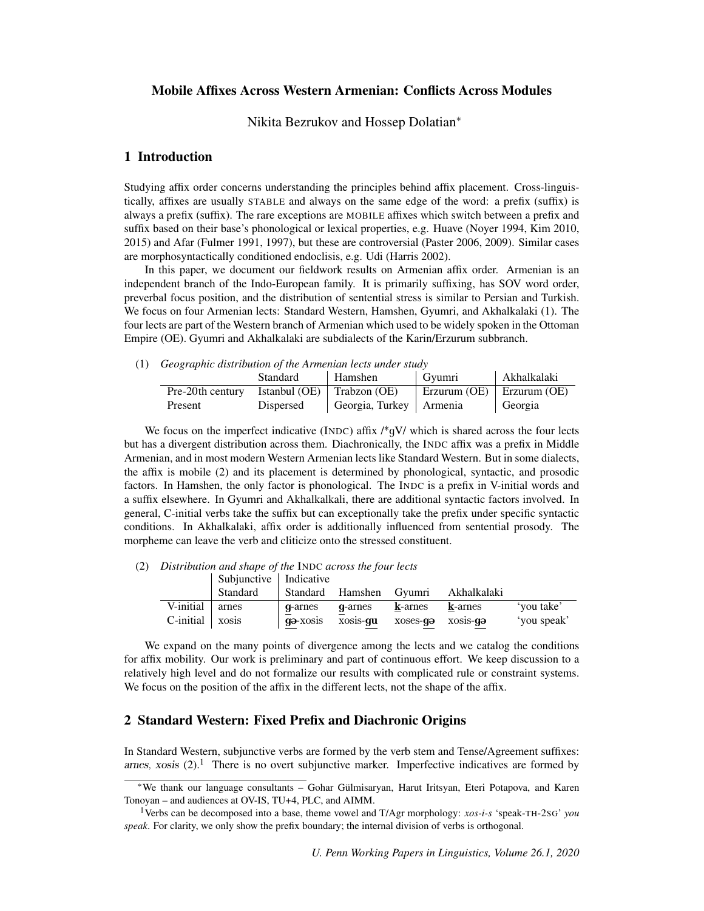# Mobile Affixes Across Western Armenian: Conflicts Across Modules

Nikita Bezrukov and Hossep Dolatian*

## 1 Introduction

Studying affix order concerns understanding the principles behind affix placement. Cross-linguistically, affixes are usually STABLE and always on the same edge of the word: a prefix (suffix) is always a prefix (suffix). The rare exceptions are MOBILE affixes which switch between a prefix and suffix based on their base's phonological or lexical properties, e.g. Huave (Noyer 1994, Kim 2010, 2015) and Afar (Fulmer 1991, 1997), but these are controversial (Paster 2006, 2009). Similar cases are morphosyntactically conditioned endoclisis, e.g. Udi (Harris 2002).

In this paper, we document our fieldwork results on Armenian affix order. Armenian is an independent branch of the Indo-European family. It is primarily suffixing, has SOV word order, preverbal focus position, and the distribution of sentential stress is similar to Persian and Turkish. We focus on four Armenian lects: Standard Western, Hamshen, Gyumri, and Akhalkalaki (1). The four lects are part of the Western branch of Armenian which used to be widely spoken in the Ottoman Empire (OE). Gyumri and Akhalkalaki are subdialects of the Karin/Erzurum subbranch.

(1) *Geographic distribution of the Armenian lects under study*

| | Standard | Hamshen | Gyumri | Akhalkalaki |
|---|---|---|---|---|
| Pre-20th century | Istanbul (OE) | Trabzon (OE) | Erzurum (OE) | Erzurum (OE) |
| Present | Dispersed | Georgia, Turkey | Armenia | Georgia |

We focus on the imperfect indicative (INDC) affix /*gV/ which is shared across the four lects but has a divergent distribution across them. Diachronically, the INDC affix was a prefix in Middle Armenian, and in most modern Western Armenian lects like Standard Western. But in some dialects, the affix is mobile (2) and its placement is determined by phonological, syntactic, and prosodic factors. In Hamshen, the only factor is phonological. The INDC is a prefix in V-initial words and a suffix elsewhere. In Gyumri and Akhalkalkali, there are additional syntactic factors involved. In general, C-initial verbs take the suffix but can exceptionally take the prefix under specific syntactic conditions. In Akhalkalaki, affix order is additionally influenced from sentential prosody. The morpheme can leave the verb and cliticize onto the stressed constituent.

(2) *Distribution and shape of the* INDC *across the four lects*

| | Subjunctive | Indicative | | | | |
|---|---|---|---|---|---|---|
| | Standard | Standard | Hamshen | Gyumri | Akhalkalaki | |
| V-initial | arnes | **g**-arnes | **g**-arnes | **k**-arnes | **k**-arnes | 'you take' |
| C-initial | xosis | **gə**-xosis | xosis-**gu** | xoses-**gə** | xosis-**gə** | 'you speak' |

We expand on the many points of divergence among the lects and we catalog the conditions for affix mobility. Our work is preliminary and part of continuous effort. We keep discussion to a relatively high level and do not formalize our results with complicated rule or constraint systems. We focus on the position of the affix in the different lects, not the shape of the affix.

## 2 Standard Western: Fixed Prefix and Diachronic Origins

In Standard Western, subjunctive verbs are formed by the verb stem and Tense/Agreement suffixes: *arnes*, *xosis* (2).[1] There is no overt subjunctive marker. Imperfective indicatives are formed by

---

*We thank our language consultants – Gohar Gülmisaryan, Harut Iritsyan, Eteri Potapova, and Karen Tonoyan – and audiences at OV-IS, TU+4, PLC, and AIMM.

[1] Verbs can be decomposed into a base, theme vowel and T/Agr morphology: *xos-i-s* 'speak-TH-2SG' *you speak*. For clarity, we only show the prefix boundary; the internal division of verbs is orthogonal.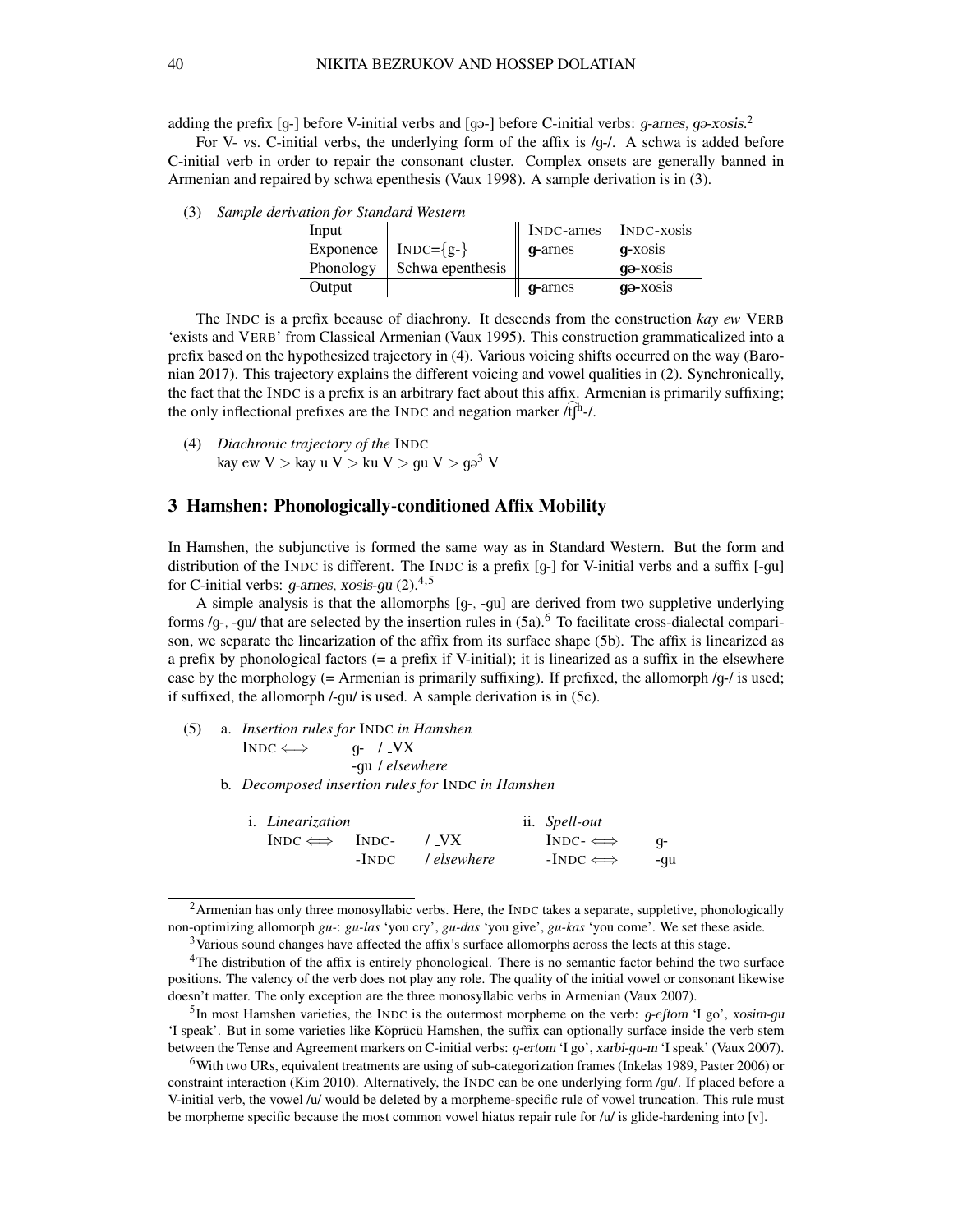adding the prefix [g-] before V-initial verbs and [gə-] before C-initial verbs: *g-arnes, gə-xosis*.[2]

For V- vs. C-initial verbs, the underlying form of the affix is /g-/. A schwa is added before C-initial verb in order to repair the consonant cluster. Complex onsets are generally banned in Armenian and repaired by schwa epenthesis (Vaux 1998). A sample derivation is in (3).

(3) *Sample derivation for Standard Western*

| Input | | INDC-arnes | INDC-xosis |
|---|---|---|---|
| Exponence | INDC={g-} | **g-**arnes | **g-**xosis |
| Phonology | Schwa epenthesis | | **gə-**xosis |
| Output | | **g-**arnes | **gə-**xosis |

The INDC is a prefix because of diachrony. It descends from the construction *kay ew* VERB 'exists and VERB' from Classical Armenian (Vaux 1995). This construction grammaticalized into a prefix based on the hypothesized trajectory in (4). Various voicing shifts occurred on the way (Baronian 2017). This trajectory explains the different voicing and vowel qualities in (2). Synchronically, the fact that the INDC is a prefix is an arbitrary fact about this affix. Armenian is primarily suffixing; the only inflectional prefixes are the INDC and negation marker /t͡ʃʰ-/.

(4) *Diachronic trajectory of the* INDC
kay ew V > kay u V > ku V > gu V > gə[3] V

## 3 Hamshen: Phonologically-conditioned Affix Mobility

In Hamshen, the subjunctive is formed the same way as in Standard Western. But the form and distribution of the INDC is different. The INDC is a prefix [g-] for V-initial verbs and a suffix [-gu] for C-initial verbs: *g-arnes, xosis-gu* (2).[4,5]

A simple analysis is that the allomorphs [g-, -gu] are derived from two suppletive underlying forms /g-, -gu/ that are selected by the insertion rules in (5a).[6] To facilitate cross-dialectal comparison, we separate the linearization of the affix from its surface shape (5b). The affix is linearized as a prefix by phonological factors (= a prefix if V-initial); it is linearized as a suffix in the elsewhere case by the morphology (= Armenian is primarily suffixing). If prefixed, the allomorph /g-/ is used; if suffixed, the allomorph /-gu/ is used. A sample derivation is in (5c).

(5) a. *Insertion rules for* INDC *in Hamshen*
INDC ⟺ g- / _VX
-gu / *elsewhere*

b. *Decomposed insertion rules for* INDC *in Hamshen*

i. *Linearization*
INDC ⟺ INDC- / _VX
-INDC / *elsewhere*

ii. *Spell-out*
INDC- ⟺ g-
-INDC ⟺ -gu

---

[2] Armenian has only three monosyllabic verbs. Here, the INDC takes a separate, suppletive, phonologically non-optimizing allomorph *gu-*: *gu-las* 'you cry', *gu-das* 'you give', *gu-kas* 'you come'. We set these aside.

[3] Various sound changes have affected the affix's surface allomorphs across the lects at this stage.

[4] The distribution of the affix is entirely phonological. There is no semantic factor behind the two surface positions. The valency of the verb does not play any role. The quality of the initial vowel or consonant likewise doesn't matter. The only exception are the three monosyllabic verbs in Armenian (Vaux 2007).

[5] In most Hamshen varieties, the INDC is the outermost morpheme on the verb: *g-eftom* 'I go', *xosim-gu* 'I speak'. But in some varieties like Köprücü Hamshen, the suffix can optionally surface inside the verb stem between the Tense and Agreement markers on C-initial verbs: *g-ertom* 'I go', *xarbi-gu-m* 'I speak' (Vaux 2007).

[6] With two URs, equivalent treatments are using of sub-categorization frames (Inkelas 1989, Paster 2006) or constraint interaction (Kim 2010). Alternatively, the INDC can be one underlying form /gu/. If placed before a V-initial verb, the vowel /u/ would be deleted by a morpheme-specific rule of vowel truncation. This rule must be morpheme specific because the most common vowel hiatus repair rule for /u/ is glide-hardening into [v].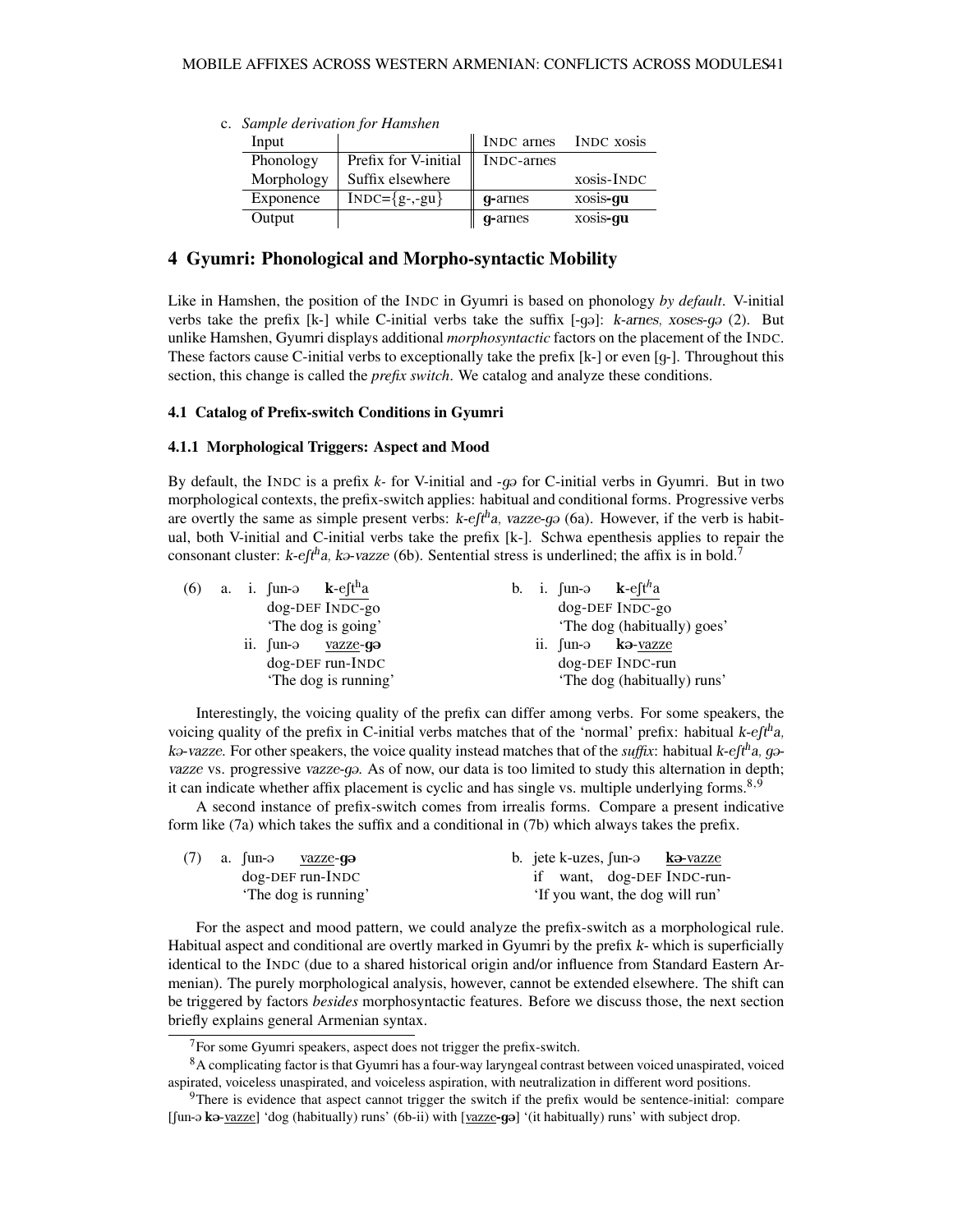c. *Sample derivation for Hamshen*

| Input | | INDC arnes | INDC xosis |
|---|---|---|---|
| Phonology | Prefix for V-initial | INDC-arnes | |
| Morphology | Suffix elsewhere | | xosis-INDC |
| Exponence | INDC={g-,-gu} | **g**-arnes | xosis-**gu** |
| Output | | **g**-arnes | xosis-**gu** |

## 4 Gyumri: Phonological and Morpho-syntactic Mobility

Like in Hamshen, the position of the INDC in Gyumri is based on phonology *by default*. V-initial verbs take the prefix [k-] while C-initial verbs take the suffix [-gə]: *k-arnes, xoses-gə* (2). But unlike Hamshen, Gyumri displays additional *morphosyntactic* factors on the placement of the INDC. These factors cause C-initial verbs to exceptionally take the prefix [k-] or even [g-]. Throughout this section, this change is called the *prefix switch*. We catalog and analyze these conditions.

### 4.1 Catalog of Prefix-switch Conditions in Gyumri

#### 4.1.1 Morphological Triggers: Aspect and Mood

By default, the INDC is a prefix *k-* for V-initial and *-gə* for C-initial verbs in Gyumri. But in two morphological contexts, the prefix-switch applies: habitual and conditional forms. Progressive verbs are overtly the same as simple present verbs: *k-eʃtʰa, vazze-gə* (6a). However, if the verb is habitual, both V-initial and C-initial verbs take the prefix [k-]. Schwa epenthesis applies to repair the consonant cluster: *k-eʃtʰa, kə-vazze* (6b). Sentential stress is underlined; the affix is in bold.[7]

(6) a. i. ʃun-ə **k**-<u>eʃtʰa</u>
dog-DEF INDC-go
'The dog is going'

ii. ʃun-ə <u>vazze</u>-**gə**
dog-DEF run-INDC
'The dog is running'

b. i. ʃun-ə **k**-<u>eʃtʰa</u>
dog-DEF INDC-go
'The dog (habitually) goes'

ii. ʃun-ə **kə**-<u>vazze</u>
dog-DEF INDC-run
'The dog (habitually) runs'

Interestingly, the voicing quality of the prefix can differ among verbs. For some speakers, the voicing quality of the prefix in C-initial verbs matches that of the 'normal' prefix: habitual *k-eʃtʰa, kə-vazze*. For other speakers, the voice quality instead matches that of the *suffix*: habitual *k-eʃtʰa, gə-vazze* vs. progressive *vazze-gə*. As of now, our data is too limited to study this alternation in depth; it can indicate whether affix placement is cyclic and has single vs. multiple underlying forms.[8,9]

A second instance of prefix-switch comes from irrealis forms. Compare a present indicative form like (7a) which takes the suffix and a conditional in (7b) which always takes the prefix.

(7) a. ʃun-ə <u>vazze</u>-**gə**
dog-DEF run-INDC
'The dog is running'

b. jete k-uzes, ʃun-ə <u>**kə**-vazze</u>
if want, dog-DEF INDC-run-
'If you want, the dog will run'

For the aspect and mood pattern, we could analyze the prefix-switch as a morphological rule. Habitual aspect and conditional are overtly marked in Gyumri by the prefix *k-* which is superficially identical to the INDC (due to a shared historical origin and/or influence from Standard Eastern Armenian). The purely morphological analysis, however, cannot be extended elsewhere. The shift can be triggered by factors *besides* morphosyntactic features. Before we discuss those, the next section briefly explains general Armenian syntax.

---

[7] For some Gyumri speakers, aspect does not trigger the prefix-switch.

[8] A complicating factor is that Gyumri has a four-way laryngeal contrast between voiced unaspirated, voiced aspirated, voiceless unaspirated, and voiceless aspiration, with neutralization in different word positions.

[9] There is evidence that aspect cannot trigger the switch if the prefix would be sentence-initial: compare [ʃun-ə **kə**-<u>vazze</u>] 'dog (habitually) runs' (6b-ii) with [<u>vazze</u>-**gə**] '(it habitually) runs' with subject drop.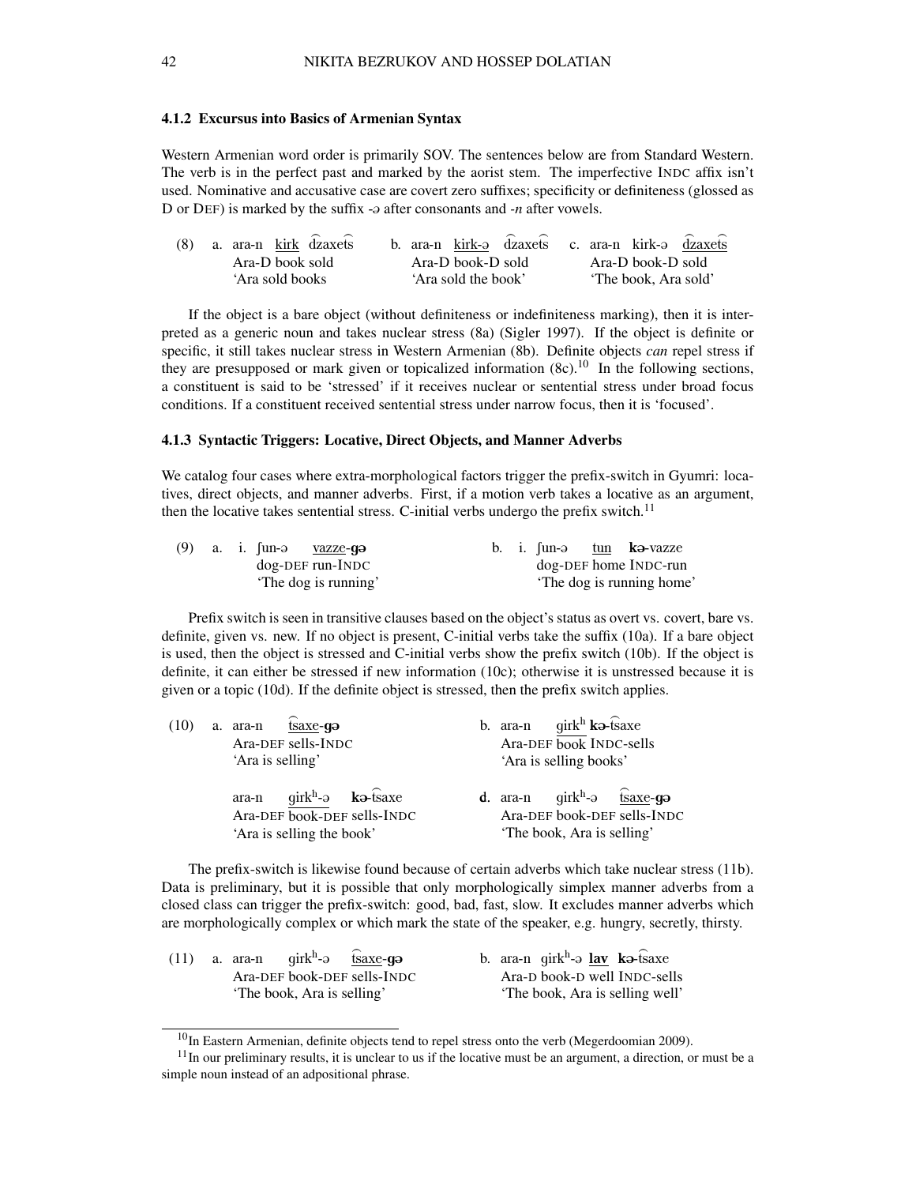#### 4.1.2 Excursus into Basics of Armenian Syntax

Western Armenian word order is primarily SOV. The sentences below are from Standard Western. The verb is in the perfect past and marked by the aorist stem. The imperfective INDC affix isn't used. Nominative and accusative case are covert zero suffixes; specificity or definiteness (glossed as D or DEF) is marked by the suffix *-ə* after consonants and *-n* after vowels.

(8) a. ara-n <u>kirk</u> d͡zaxet͡s
Ara-D book sold
'Ara sold books'

b. ara-n <u>kirk-ə</u> d͡zaxet͡s
Ara-D book-D sold
'Ara sold the book'

c. ara-n kirk-ə <u>d͡zaxet͡s</u>
Ara-D book-D sold
'The book, Ara sold'

If the object is a bare object (without definiteness or indefiniteness marking), then it is interpreted as a generic noun and takes nuclear stress (8a) (Sigler 1997). If the object is definite or specific, it still takes nuclear stress in Western Armenian (8b). Definite objects *can* repel stress if they are presupposed or mark given or topicalized information (8c).[10] In the following sections, a constituent is said to be 'stressed' if it receives nuclear or sentential stress under broad focus conditions. If a constituent received sentential stress under narrow focus, then it is 'focused'.

#### 4.1.3 Syntactic Triggers: Locative, Direct Objects, and Manner Adverbs

We catalog four cases where extra-morphological factors trigger the prefix-switch in Gyumri: locatives, direct objects, and manner adverbs. First, if a motion verb takes a locative as an argument, then the locative takes sentential stress. C-initial verbs undergo the prefix switch.[11]

(9) a. i. ʃun-ə <u>vazze</u>-**gə**
dog-DEF run-INDC
'The dog is running'

b. i. ʃun-ə <u>tun</u> **kə**-vazze
dog-DEF home INDC-run
'The dog is running home'

Prefix switch is seen in transitive clauses based on the object's status as overt vs. covert, bare vs. definite, given vs. new. If no object is present, C-initial verbs take the suffix (10a). If a bare object is used, then the object is stressed and C-initial verbs show the prefix switch (10b). If the object is definite, it can either be stressed if new information (10c); otherwise it is unstressed because it is given or a topic (10d). If the definite object is stressed, then the prefix switch applies.

(10) a. ara-n <u>t͡saxe</u>-**gə**
Ara-DEF sells-INDC
'Ara is selling'

b. ara-n <u>girkʰ</u> **kə**-t͡saxe
Ara-DEF book INDC-sells
'Ara is selling books'

ara-n <u>girkʰ-ə</u> **kə**-t͡saxe
Ara-DEF book-DEF sells-INDC
'Ara is selling the book'

**d.** ara-n girkʰ-ə <u>t͡saxe</u>-**gə**
Ara-DEF book-DEF sells-INDC
'The book, Ara is selling'

The prefix-switch is likewise found because of certain adverbs which take nuclear stress (11b). Data is preliminary, but it is possible that only morphologically simplex manner adverbs from a closed class can trigger the prefix-switch: good, bad, fast, slow. It excludes manner adverbs which are morphologically complex or which mark the state of the speaker, e.g. hungry, secretly, thirsty.

(11) a. ara-n girkʰ-ə <u>t͡saxe</u>-**gə**
Ara-DEF book-DEF sells-INDC
'The book, Ara is selling'

b. ara-n girkʰ-ə <u>**lav**</u> **kə**-t͡saxe
Ara-D book-D well INDC-sells
'The book, Ara is selling well'

[10] In Eastern Armenian, definite objects tend to repel stress onto the verb (Megerdoomian 2009).

[11] In our preliminary results, it is unclear to us if the locative must be an argument, a direction, or must be a simple noun instead of an adpositional phrase.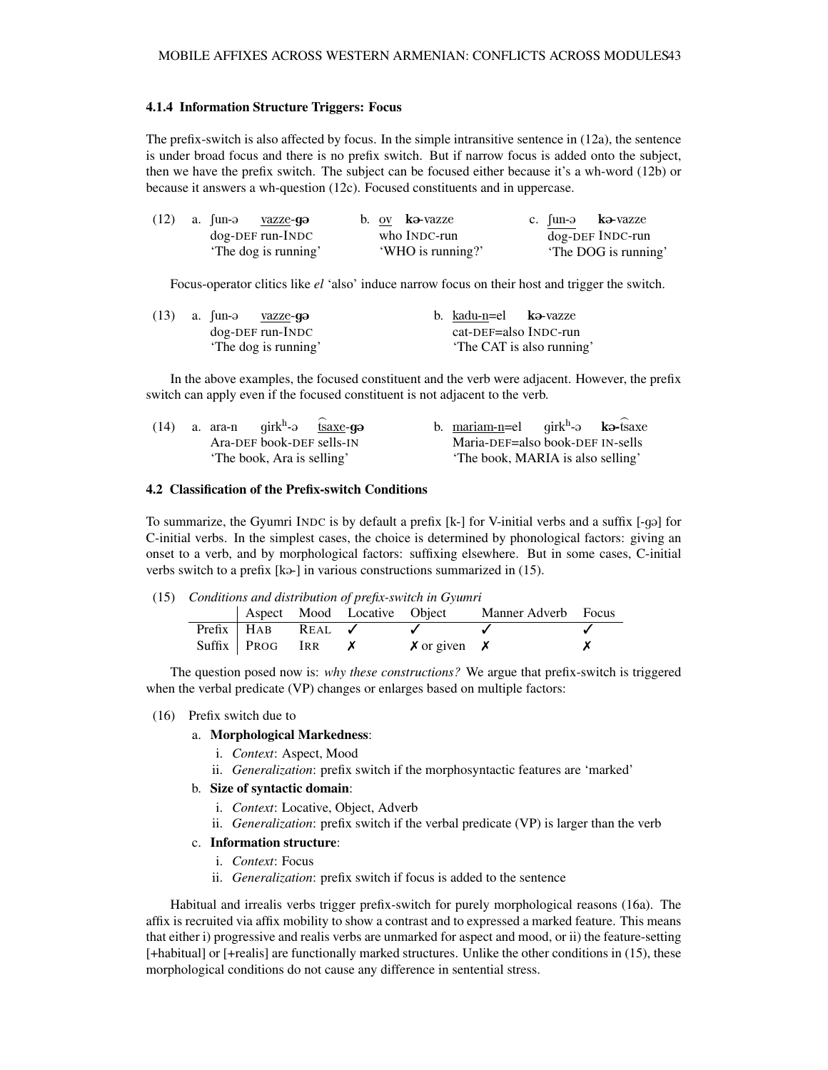### 4.1.4 Information Structure Triggers: Focus

The prefix-switch is also affected by focus. In the simple intransitive sentence in (12a), the sentence is under broad focus and there is no prefix switch. But if narrow focus is added onto the subject, then we have the prefix switch. The subject can be focused either because it's a wh-word (12b) or because it answers a wh-question (12c). Focused constituents and in uppercase.

(12) a. ʃun-ə vazze-**gə**
dog-DEF run-INDC
'The dog is running'

b. ov **kə**-vazze
who INDC-run
'WHO is running?'

c. ʃun-ə **kə**-vazze
dog-DEF INDC-run
'The DOG is running'

Focus-operator clitics like *el* 'also' induce narrow focus on their host and trigger the switch.

(13) a. ʃun-ə vazze-**gə**
dog-DEF run-INDC
'The dog is running'

b. kadu-n=el **kə**-vazze
cat-DEF=also INDC-run
'The CAT is also running'

In the above examples, the focused constituent and the verb were adjacent. However, the prefix switch can apply even if the focused constituent is not adjacent to the verb.

(14) a. ara-n ɡirkʰ-ə t͡saxe-**gə**
Ara-DEF book-DEF sells-IN
'The book, Ara is selling'

b. mariam-n=el ɡirkʰ-ə **kə-**t͡saxe
Maria-DEF=also book-DEF IN-sells
'The book, MARIA is also selling'

## 4.2 Classification of the Prefix-switch Conditions

To summarize, the Gyumri INDC is by default a prefix [k-] for V-initial verbs and a suffix [-ɡə] for C-initial verbs. In the simplest cases, the choice is determined by phonological factors: giving an onset to a verb, and by morphological factors: suffixing elsewhere. But in some cases, C-initial verbs switch to a prefix [kə-] in various constructions summarized in (15).

(15) *Conditions and distribution of prefix-switch in Gyumri*

| | Aspect | Mood | Locative | Object | Manner Adverb | Focus |
|---|---|---|---|---|---|---|
| Prefix | HAB | REAL | ✓ | ✓ | ✓ | ✓ |
| Suffix | PROG | IRR | ✗ | ✗ or given | ✗ | ✗ |

The question posed now is: *why these constructions?* We argue that prefix-switch is triggered when the verbal predicate (VP) changes or enlarges based on multiple factors:

(16) Prefix switch due to

a. **Morphological Markedness**:
   i. *Context*: Aspect, Mood
   ii. *Generalization*: prefix switch if the morphosyntactic features are 'marked'

b. **Size of syntactic domain**:
   i. *Context*: Locative, Object, Adverb
   ii. *Generalization*: prefix switch if the verbal predicate (VP) is larger than the verb

c. **Information structure**:
   i. *Context*: Focus
   ii. *Generalization*: prefix switch if focus is added to the sentence

Habitual and irrealis verbs trigger prefix-switch for purely morphological reasons (16a). The affix is recruited via affix mobility to show a contrast and to expressed a marked feature. This means that either i) progressive and realis verbs are unmarked for aspect and mood, or ii) the feature-setting [+habitual] or [+realis] are functionally marked structures. Unlike the other conditions in (15), these morphological conditions do not cause any difference in sentential stress.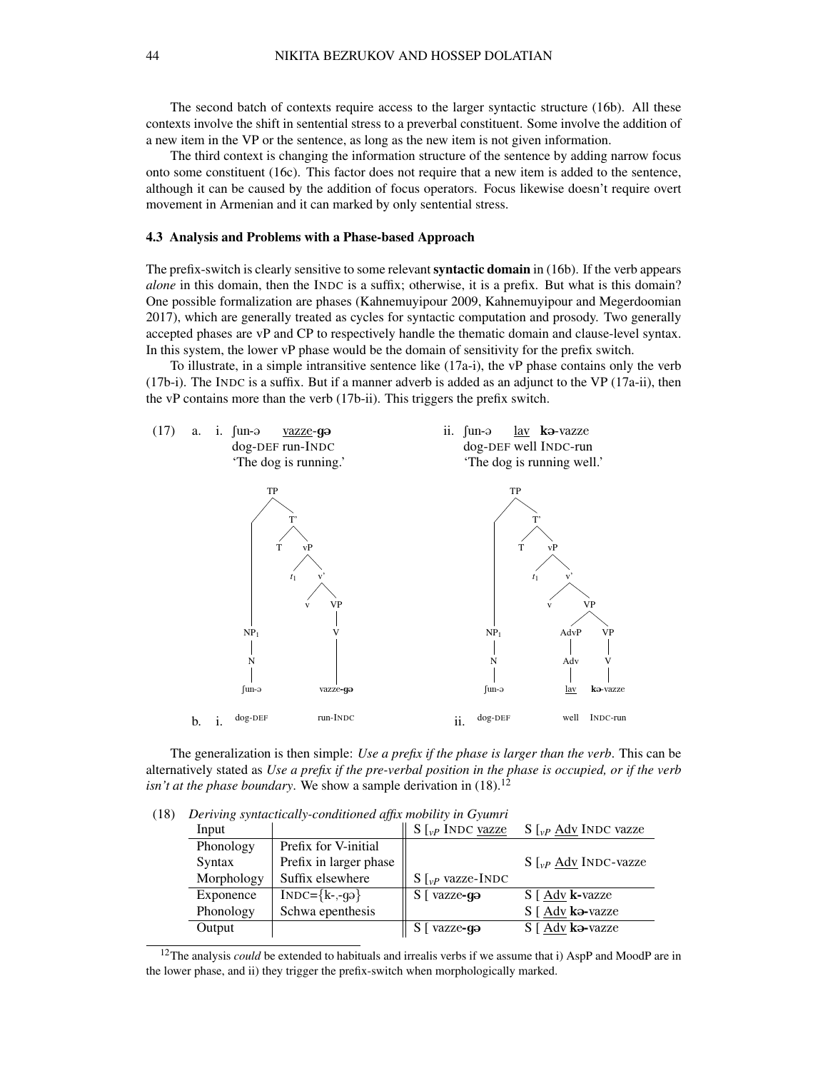The second batch of contexts require access to the larger syntactic structure (16b). All these contexts involve the shift in sentential stress to a preverbal constituent. Some involve the addition of a new item in the VP or the sentence, as long as the new item is not given information.

The third context is changing the information structure of the sentence by adding narrow focus onto some constituent (16c). This factor does not require that a new item is added to the sentence, although it can be caused by the addition of focus operators. Focus likewise doesn't require overt movement in Armenian and it can marked by only sentential stress.

### 4.3 Analysis and Problems with a Phase-based Approach

The prefix-switch is clearly sensitive to some relevant **syntactic domain** in (16b). If the verb appears *alone* in this domain, then the INDC is a suffix; otherwise, it is a prefix. But what is this domain? One possible formalization are phases (Kahnemuyipour 2009, Kahnemuyipour and Megerdoomian 2017), which are generally treated as cycles for syntactic computation and prosody. Two generally accepted phases are vP and CP to respectively handle the thematic domain and clause-level syntax. In this system, the lower vP phase would be the domain of sensitivity for the prefix switch.

To illustrate, in a simple intransitive sentence like (17a-i), the vP phase contains only the verb (17b-i). The INDC is a suffix. But if a manner adverb is added as an adjunct to the VP (17a-ii), then the vP contains more than the verb (17b-ii). This triggers the prefix switch.

(17) a. i. ʃun-ə vazze-**gə**
dog-DEF run-INDC
'The dog is running.'

ii. ʃun-ə lav **kə**-vazze
dog-DEF well INDC-run
'The dog is running well.'

b. i. [TP NP₁ [T' T [vP $t_1$ [v' v [VP V ]]]]] — ʃun-ə (dog-DEF) … vazze-**gə** (run-INDC)

ii. [TP NP₁ [T' T [vP $t_1$ [v' v [VP [AdvP Adv] [VP V]]]]]] — ʃun-ə (dog-DEF) … lav (well) **kə**-vazze (INDC-run)

The generalization is then simple: *Use a prefix if the phase is larger than the verb*. This can be alternatively stated as *Use a prefix if the pre-verbal position in the phase is occupied, or if the verb isn't at the phase boundary*. We show a sample derivation in (18).[12]

(18) *Deriving syntactically-conditioned affix mobility in Gyumri*

| Input | | S [$_{vP}$ INDC vazze | S [$_{vP}$ Adv INDC vazze |
|---|---|---|---|
| Phonology | Prefix for V-initial | | |
| Syntax | Prefix in larger phase | | S [$_{vP}$ Adv INDC-vazze |
| Morphology | Suffix elsewhere | S [$_{vP}$ vazze-INDC | |
| Exponence | INDC={k-,-gə} | S [ vazze-**gə** | S [ Adv **k-**vazze |
| Phonology | Schwa epenthesis | | S [ Adv **kə-**vazze |
| Output | | S [ vazze-**gə** | S [ Adv **kə-**vazze |

[12] The analysis *could* be extended to habituals and irrealis verbs if we assume that i) AspP and MoodP are in the lower phase, and ii) they trigger the prefix-switch when morphologically marked.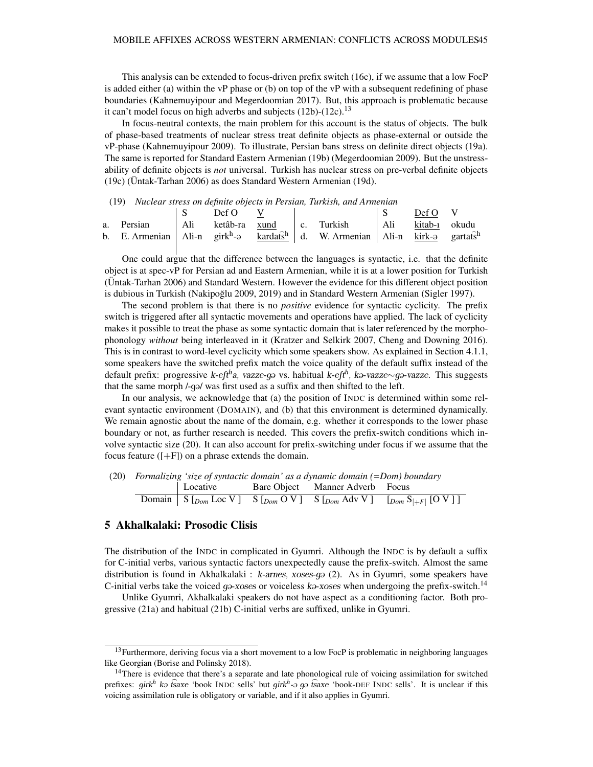This analysis can be extended to focus-driven prefix switch (16c), if we assume that a low FocP is added either (a) within the vP phase or (b) on top of the vP with a subsequent redefining of phase boundaries (Kahnemuyipour and Megerdoomian 2017). But, this approach is problematic because it can't model focus on high adverbs and subjects (12b)-(12c).[13]

In focus-neutral contexts, the main problem for this account is the status of objects. The bulk of phase-based treatments of nuclear stress treat definite objects as phase-external or outside the vP-phase (Kahnemuyipour 2009). To illustrate, Persian bans stress on definite direct objects (19a). The same is reported for Standard Eastern Armenian (19b) (Megerdoomian 2009). But the unstressability of definite objects is *not* universal. Turkish has nuclear stress on pre-verbal definite objects (19c) (Üntak-Tarhan 2006) as does Standard Western Armenian (19d).

(19) *Nuclear stress on definite objects in Persian, Turkish, and Armenian*

| | S | Def O | V | | S | Def O | V |
|---|---|---|---|---|---|---|---|
| a. Persian | Ali | ketâb-ra | <u>xund</u> | c. Turkish | Ali | <u>kitab-ı</u> | okudu |
| b. E. Armenian | Ali-n | girk$^h$-ə | <u>kardat͡s$^h$</u> | d. W. Armenian | Ali-n | <u>kirk-ə</u> | gartat͡s$^h$ |

One could argue that the difference between the languages is syntactic, i.e. that the definite object is at spec-vP for Persian ad and Eastern Armenian, while it is at a lower position for Turkish (Üntak-Tarhan 2006) and Standard Western. However the evidence for this different object position is dubious in Turkish (Nakipoğlu 2009, 2019) and in Standard Western Armenian (Sigler 1997).

The second problem is that there is no *positive* evidence for syntactic cyclicity. The prefix switch is triggered after all syntactic movements and operations have applied. The lack of cyclicity makes it possible to treat the phase as some syntactic domain that is later referenced by the morphophonology *without* being interleaved in it (Kratzer and Selkirk 2007, Cheng and Downing 2016). This is in contrast to word-level cyclicity which some speakers show. As explained in Section 4.1.1, some speakers have the switched prefix match the voice quality of the default suffix instead of the default prefix: progressive *k-eft$^h$a, vazze-gə* vs. habitual *k-eft$^h$, kə-vazze∼gə-vazze*. This suggests that the same morph /-gə/ was first used as a suffix and then shifted to the left.

In our analysis, we acknowledge that (a) the position of INDC is determined within some relevant syntactic environment (DOMAIN), and (b) that this environment is determined dynamically. We remain agnostic about the name of the domain, e.g. whether it corresponds to the lower phase boundary or not, as further research is needed. This covers the prefix-switch conditions which involve syntactic size (20). It can also account for prefix-switching under focus if we assume that the focus feature ([+F]) on a phrase extends the domain.

(20) *Formalizing 'size of syntactic domain' as a dynamic domain (=Dom) boundary*

| | Locative | Bare Object | Manner Adverb | Focus |
|---|---|---|---|---|
| Domain | S [$_{Dom}$ Loc V ] | S [$_{Dom}$ O V ] | S [$_{Dom}$ Adv V ] | [$_{Dom}$ S$_{[+F]}$ [O V ] ] |

## 5 Akhalkalaki: Prosodic Clisis

The distribution of the INDC in complicated in Gyumri. Although the INDC is by default a suffix for C-initial verbs, various syntactic factors unexpectedly cause the prefix-switch. Almost the same distribution is found in Akhalkalaki : *k-arnes, xoses-gə* (2). As in Gyumri, some speakers have C-initial verbs take the voiced *gə-xoses* or voiceless *kə-xoses* when undergoing the prefix-switch.[14]

Unlike Gyumri, Akhalkalaki speakers do not have aspect as a conditioning factor. Both progressive (21a) and habitual (21b) C-initial verbs are suffixed, unlike in Gyumri.

---

[13] Furthermore, deriving focus via a short movement to a low FocP is problematic in neighboring languages like Georgian (Borise and Polinsky 2018).

[14] There is evidence that there's a separate and late phonological rule of voicing assimilation for switched prefixes: *girk$^h$ kə t͡saxe* 'book INDC sells' but *girk$^h$-ə gə t͡saxe* 'book-DEF INDC sells'. It is unclear if this voicing assimilation rule is obligatory or variable, and if it also applies in Gyumri.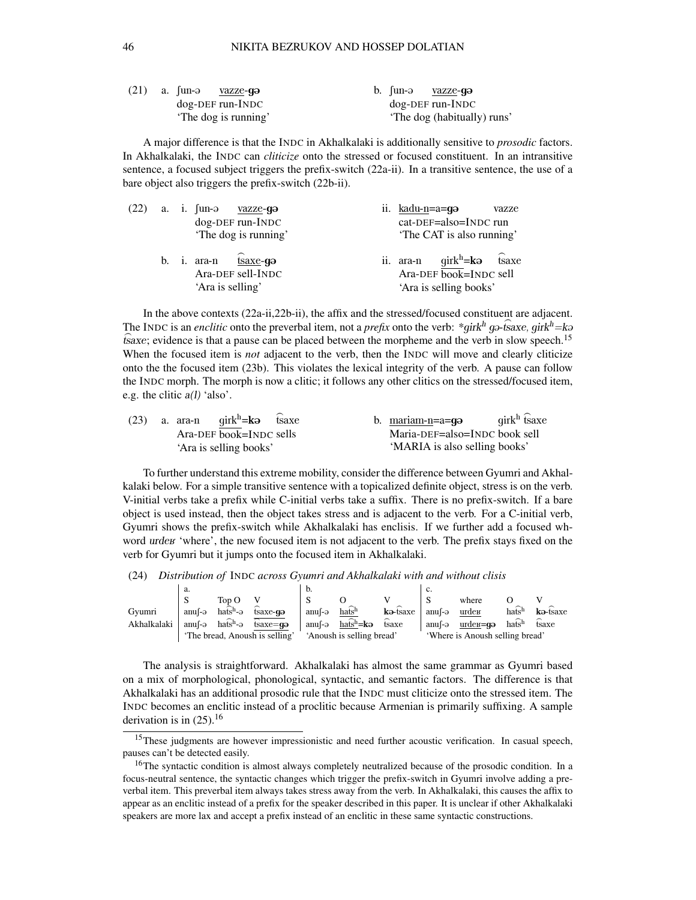(21) a. ʃun-ə <u>vazze</u>-**gə**
dog-DEF run-INDC
'The dog is running'

b. ʃun-ə <u>vazze</u>-**gə**
dog-DEF run-INDC
'The dog (habitually) runs'

A major difference is that the INDC in Akhalkalaki is additionally sensitive to *prosodic* factors. In Akhalkalaki, the INDC can *cliticize* onto the stressed or focused constituent. In an intransitive sentence, a focused subject triggers the prefix-switch (22a-ii). In a transitive sentence, the use of a bare object also triggers the prefix-switch (22b-ii).

(22) a. i. ʃun-ə <u>vazze</u>-**gə**
dog-DEF run-INDC
'The dog is running'

ii. <u>kadu-n</u>=a=**gə** vazze
cat-DEF=also=INDC run
'The CAT is also running'

b. i. ara-n <u>t͡saxe</u>-**gə**
Ara-DEF sell-INDC
'Ara is selling'

ii. ara-n <u>girkʰ</u>=**kə** t͡saxe
Ara-DEF book=INDC sell
'Ara is selling books'

In the above contexts (22a-ii,22b-ii), the affix and the stressed/focused constituent are adjacent. The INDC is an *enclitic* onto the preverbal item, not a *prefix* onto the verb: *\*girkʰ gə-t͡saxe, girkʰ=kə t͡saxe*; evidence is that a pause can be placed between the morpheme and the verb in slow speech.[15] When the focused item is *not* adjacent to the verb, then the INDC will move and clearly cliticize onto the the focused item (23b). This violates the lexical integrity of the verb. A pause can follow the INDC morph. The morph is now a clitic; it follows any other clitics on the stressed/focused item, e.g. the clitic *a(l)* 'also'.

(23) a. ara-n <u>girkʰ</u>=**kə** t͡saxe
Ara-DEF book=INDC sells
'Ara is selling books'

b. <u>mariam-n</u>=a=**gə** girkʰ t͡saxe
Maria-DEF=also=INDC book sell
'MARIA is also selling books'

To further understand this extreme mobility, consider the difference between Gyumri and Akhalkalaki below. For a simple transitive sentence with a topicalized definite object, stress is on the verb. V-initial verbs take a prefix while C-initial verbs take a suffix. There is no prefix-switch. If a bare object is used instead, then the object takes stress and is adjacent to the verb. For a C-initial verb, Gyumri shows the prefix-switch while Akhalkalaki has enclisis. If we further add a focused wh-word *urdeʁ* 'where', the new focused item is not adjacent to the verb. The prefix stays fixed on the verb for Gyumri but it jumps onto the focused item in Akhalkalaki.

(24) *Distribution of* INDC *across Gyumri and Akhalkalaki with and without clisis*

| | a. | | | b. | | | c. | | | |
|---|---|---|---|---|---|---|---|---|---|---|
| | S | Top O | V | S | O | V | S | where | O | V |
| Gyumri | anuʃ-ə | hat͡sʰ-ə | <u>t͡saxe</u>-**gə** | anuʃ-ə | <u>hat͡sʰ</u> | **kə**-t͡saxe | anuʃ-ə | <u>urdeʁ</u> | hat͡sʰ | **kə**-t͡saxe |
| Akhalkalaki | anuʃ-ə | hat͡sʰ-ə | <u>t͡saxe</u>=**gə** | anuʃ-ə | <u>hat͡sʰ</u>=**kə** | t͡saxe | anuʃ-ə | <u>urdeʁ</u>=**gə** | hat͡sʰ | t͡saxe |
| | 'The bread, Anoush is selling' | | | 'Anoush is selling bread' | | | 'Where is Anoush selling bread' | | | |

The analysis is straightforward. Akhalkalaki has almost the same grammar as Gyumri based on a mix of morphological, phonological, syntactic, and semantic factors. The difference is that Akhalkalaki has an additional prosodic rule that the INDC must cliticize onto the stressed item. The INDC becomes an enclitic instead of a proclitic because Armenian is primarily suffixing. A sample derivation is in (25).[16]

[15] These judgments are however impressionistic and need further acoustic verification. In casual speech, pauses can't be detected easily.

[16] The syntactic condition is almost always completely neutralized because of the prosodic condition. In a focus-neutral sentence, the syntactic changes which trigger the prefix-switch in Gyumri involve adding a preverbal item. This preverbal item always takes stress away from the verb. In Akhalkalaki, this causes the affix to appear as an enclitic instead of a prefix for the speaker described in this paper. It is unclear if other Akhalkalaki speakers are more lax and accept a prefix instead of an enclitic in these same syntactic constructions.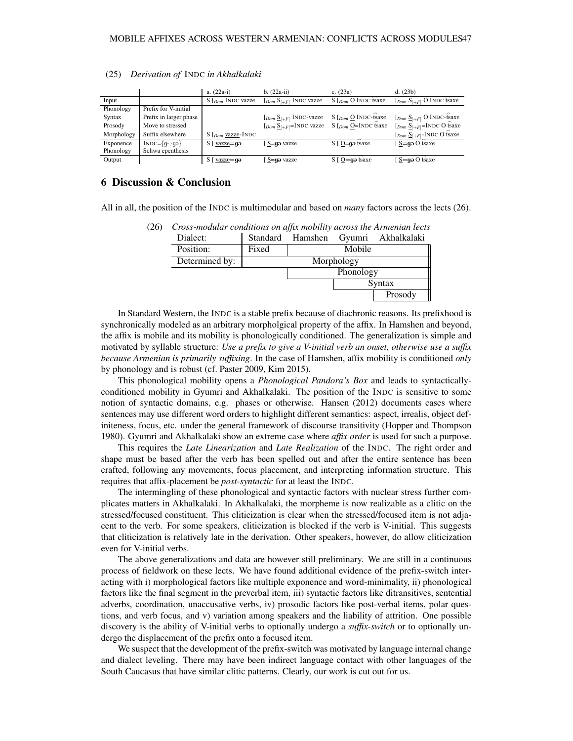(25) *Derivation of* INDC *in Akhalkalaki*

| | | a. (22a-i) | b. (22a-ii) | c. (23a) | d. (23b) |
|---|---|---|---|---|---|
| Input | | S [$_{Dom}$ INDC vazze | [$_{Dom}$ S$_{[+F]}$ INDC vazze | S [$_{Dom}$ O INDC t͡saxe | [$_{Dom}$ S$_{[+F]}$ O INDC t͡saxe |
| Phonology | Prefix for V-initial | | | | |
| Syntax | Prefix in larger phase | | [$_{Dom}$ S$_{[+F]}$ INDC-vazze | S [$_{Dom}$ O INDC-t͡saxe | [$_{Dom}$ S$_{[+F]}$ O INDC-t͡saxe |
| Prosody | Move to stressed | | [$_{Dom}$ S$_{[+F]}$=INDC vazze | S [$_{Dom}$ O=INDC t͡saxe | [$_{Dom}$ S$_{[+F]}$=INDC O t͡saxe |
| Morphology | Suffix elsewhere | S [$_{Dom}$ vazze-INDC | | | [$_{Dom}$ S$_{[+F]}$-INDC O t͡saxe |
| Exponence | INDC={g-,-gə} | S [ vazze=gə | [ S=gə vazze | S [ O=gə t͡saxe | [ S=gə O t͡saxe |
| Phonology | Schwa epenthesis | | | | |
| Output | | S [ vazze=gə | [ S=gə vazze | S [ O=gə t͡saxe | [ S=gə O t͡saxe |

## 6 Discussion & Conclusion

All in all, the position of the INDC is multimodular and based on *many* factors across the lects (26).

(26) *Cross-modular conditions on affix mobility across the Armenian lects*

| Dialect: | Standard | Hamshen | Gyumri | Akhalkalaki |
|---|---|---|---|---|
| Position: | Fixed | Mobile | | |
| Determined by: | Morphology | | | |
| | | Phonology | | |
| | | | Syntax | |
| | | | | Prosody |

In Standard Western, the INDC is a stable prefix because of diachronic reasons. Its prefixhood is synchronically modeled as an arbitrary morpholgical property of the affix. In Hamshen and beyond, the affix is mobile and its mobility is phonologically conditioned. The generalization is simple and motivated by syllable structure: *Use a prefix to give a V-initial verb an onset, otherwise use a suffix because Armenian is primarily suffixing*. In the case of Hamshen, affix mobility is conditioned *only* by phonology and is robust (cf. Paster 2009, Kim 2015).

This phonological mobility opens a *Phonological Pandora's Box* and leads to syntactically-conditioned mobility in Gyumri and Akhalkalaki. The position of the INDC is sensitive to some notion of syntactic domains, e.g. phases or otherwise. Hansen (2012) documents cases where sentences may use different word orders to highlight different semantics: aspect, irrealis, object definiteness, focus, etc. under the general framework of discourse transitivity (Hopper and Thompson 1980). Gyumri and Akhalkalaki show an extreme case where *affix order* is used for such a purpose.

This requires the *Late Linearization* and *Late Realization* of the INDC. The right order and shape must be based after the verb has been spelled out and after the entire sentence has been crafted, following any movements, focus placement, and interpreting information structure. This requires that affix-placement be *post-syntactic* for at least the INDC.

The intermingling of these phonological and syntactic factors with nuclear stress further complicates matters in Akhalkalaki. In Akhalkalaki, the morpheme is now realizable as a clitic on the stressed/focused constituent. This cliticization is clear when the stressed/focused item is not adjacent to the verb. For some speakers, cliticization is blocked if the verb is V-initial. This suggests that cliticization is relatively late in the derivation. Other speakers, however, do allow cliticization even for V-initial verbs.

The above generalizations and data are however still preliminary. We are still in a continuous process of fieldwork on these lects. We have found additional evidence of the prefix-switch interacting with i) morphological factors like multiple exponence and word-minimality, ii) phonological factors like the final segment in the preverbal item, iii) syntactic factors like ditransitives, sentential adverbs, coordination, unaccusative verbs, iv) prosodic factors like post-verbal items, polar questions, and verb focus, and v) variation among speakers and the liability of attrition. One possible discovery is the ability of V-initial verbs to optionally undergo a *suffix-switch* or to optionally undergo the displacement of the prefix onto a focused item.

We suspect that the development of the prefix-switch was motivated by language internal change and dialect leveling. There may have been indirect language contact with other languages of the South Caucasus that have similar clitic patterns. Clearly, our work is cut out for us.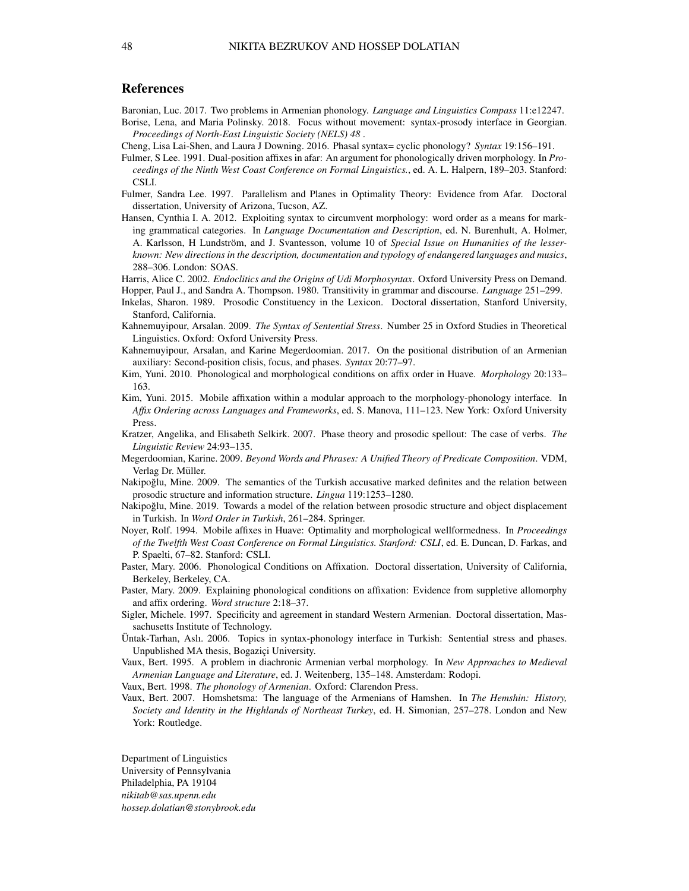## References

Baronian, Luc. 2017. Two problems in Armenian phonology. *Language and Linguistics Compass* 11:e12247.

Borise, Lena, and Maria Polinsky. 2018. Focus without movement: syntax-prosody interface in Georgian. *Proceedings of North-East Linguistic Society (NELS) 48* .

Cheng, Lisa Lai-Shen, and Laura J Downing. 2016. Phasal syntax= cyclic phonology? *Syntax* 19:156–191.

Fulmer, S Lee. 1991. Dual-position affixes in afar: An argument for phonologically driven morphology. In *Proceedings of the Ninth West Coast Conference on Formal Linguistics.*, ed. A. L. Halpern, 189–203. Stanford: CSLI.

Fulmer, Sandra Lee. 1997. Parallelism and Planes in Optimality Theory: Evidence from Afar. Doctoral dissertation, University of Arizona, Tucson, AZ.

Hansen, Cynthia I. A. 2012. Exploiting syntax to circumvent morphology: word order as a means for marking grammatical categories. In *Language Documentation and Description*, ed. N. Burenhult, A. Holmer, A. Karlsson, H Lundström, and J. Svantesson, volume 10 of *Special Issue on Humanities of the lesser-known: New directions in the description, documentation and typology of endangered languages and musics*, 288–306. London: SOAS.

Harris, Alice C. 2002. *Endoclitics and the Origins of Udi Morphosyntax*. Oxford University Press on Demand.

Hopper, Paul J., and Sandra A. Thompson. 1980. Transitivity in grammar and discourse. *Language* 251–299.

Inkelas, Sharon. 1989. Prosodic Constituency in the Lexicon. Doctoral dissertation, Stanford University, Stanford, California.

Kahnemuyipour, Arsalan. 2009. *The Syntax of Sentential Stress*. Number 25 in Oxford Studies in Theoretical Linguistics. Oxford: Oxford University Press.

Kahnemuyipour, Arsalan, and Karine Megerdoomian. 2017. On the positional distribution of an Armenian auxiliary: Second-position clisis, focus, and phases. *Syntax* 20:77–97.

Kim, Yuni. 2010. Phonological and morphological conditions on affix order in Huave. *Morphology* 20:133–163.

Kim, Yuni. 2015. Mobile affixation within a modular approach to the morphology-phonology interface. In *Affix Ordering across Languages and Frameworks*, ed. S. Manova, 111–123. New York: Oxford University Press.

Kratzer, Angelika, and Elisabeth Selkirk. 2007. Phase theory and prosodic spellout: The case of verbs. *The Linguistic Review* 24:93–135.

Megerdoomian, Karine. 2009. *Beyond Words and Phrases: A Unified Theory of Predicate Composition*. VDM, Verlag Dr. Müller.

Nakipoğlu, Mine. 2009. The semantics of the Turkish accusative marked definites and the relation between prosodic structure and information structure. *Lingua* 119:1253–1280.

Nakipoğlu, Mine. 2019. Towards a model of the relation between prosodic structure and object displacement in Turkish. In *Word Order in Turkish*, 261–284. Springer.

Noyer, Rolf. 1994. Mobile affixes in Huave: Optimality and morphological wellformedness. In *Proceedings of the Twelfth West Coast Conference on Formal Linguistics. Stanford: CSLI*, ed. E. Duncan, D. Farkas, and P. Spaelti, 67–82. Stanford: CSLI.

Paster, Mary. 2006. Phonological Conditions on Affixation. Doctoral dissertation, University of California, Berkeley, Berkeley, CA.

Paster, Mary. 2009. Explaining phonological conditions on affixation: Evidence from suppletive allomorphy and affix ordering. *Word structure* 2:18–37.

Sigler, Michele. 1997. Specificity and agreement in standard Western Armenian. Doctoral dissertation, Massachusetts Institute of Technology.

Üntak-Tarhan, Aslı. 2006. Topics in syntax-phonology interface in Turkish: Sentential stress and phases. Unpublished MA thesis, Bogaziçi University.

Vaux, Bert. 1995. A problem in diachronic Armenian verbal morphology. In *New Approaches to Medieval Armenian Language and Literature*, ed. J. Weitenberg, 135–148. Amsterdam: Rodopi.

Vaux, Bert. 1998. *The phonology of Armenian*. Oxford: Clarendon Press.

Vaux, Bert. 2007. Homshetsma: The language of the Armenians of Hamshen. In *The Hemshin: History, Society and Identity in the Highlands of Northeast Turkey*, ed. H. Simonian, 257–278. London and New York: Routledge.

Department of Linguistics
University of Pennsylvania
Philadelphia, PA 19104
*nikitab@sas.upenn.edu*
*hossep.dolatian@stonybrook.edu*